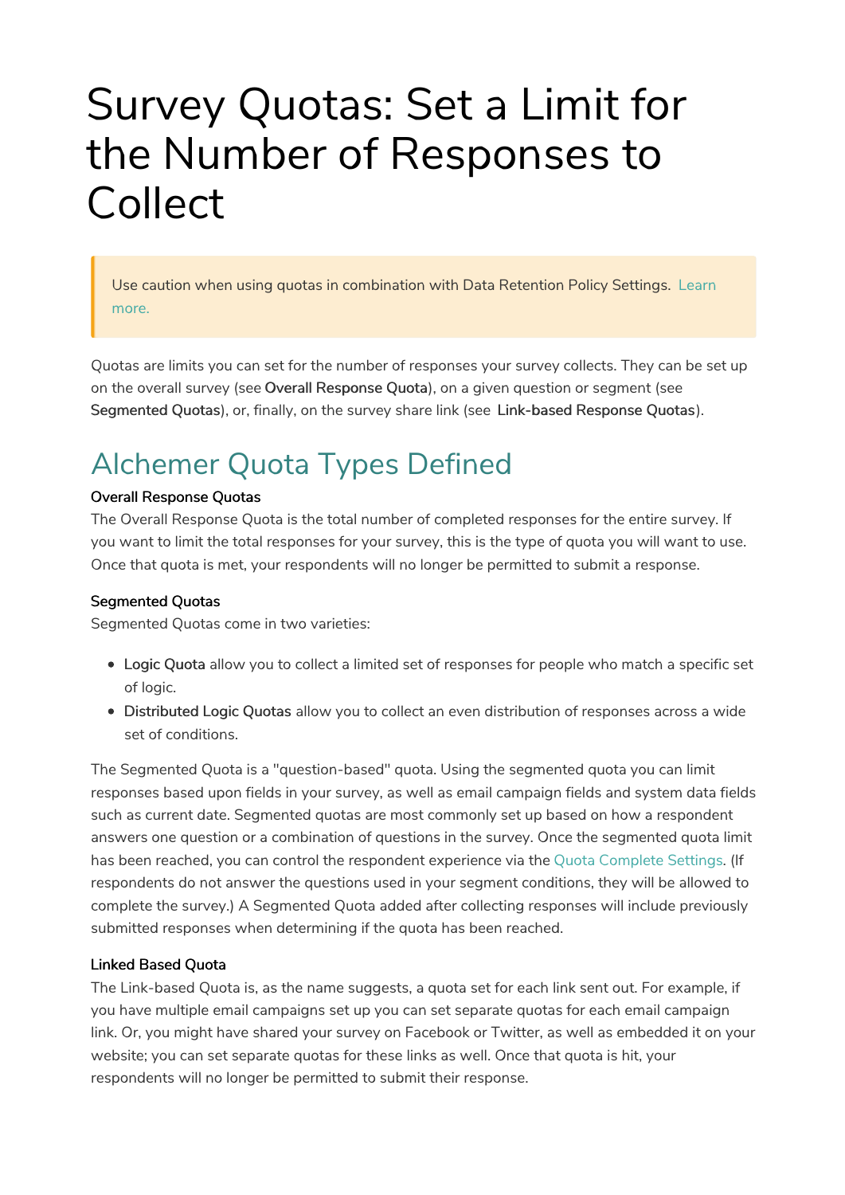# Survey Quotas: Set a Limit for the Number of Responses to Collect

> Use caution when using quotas in combination with Data Retention Policy Settings. Learn more.

Quotas are limits you can set for the number of responses your survey collects. They can be set up on the overall survey (see **Overall Response Quota**), on a given question or segment (see **Segmented Quotas**), or, finally, on the survey share link (see **Link-based Response Quotas**).

## Alchemer Quota Types Defined

#### Overall Response Quotas

The Overall Response Quota is the total number of completed responses for the entire survey. If you want to limit the total responses for your survey, this is the type of quota you will want to use. Once that quota is met, your respondents will no longer be permitted to submit a response.

#### Segmented Quotas

Segmented Quotas come in two varieties:

- **Logic Quota** allow you to collect a limited set of responses for people who match a specific set of logic.
- **Distributed Logic Quotas** allow you to collect an even distribution of responses across a wide set of conditions.

The Segmented Quota is a "question-based" quota. Using the segmented quota you can limit responses based upon fields in your survey, as well as email campaign fields and system data fields such as current date. Segmented quotas are most commonly set up based on how a respondent answers one question or a combination of questions in the survey. Once the segmented quota limit has been reached, you can control the respondent experience via the Quota Complete Settings. (If respondents do not answer the questions used in your segment conditions, they will be allowed to complete the survey.) A Segmented Quota added after collecting responses will include previously submitted responses when determining if the quota has been reached.

#### Linked Based Quota

The Link-based Quota is, as the name suggests, a quota set for each link sent out. For example, if you have multiple email campaigns set up you can set separate quotas for each email campaign link. Or, you might have shared your survey on Facebook or Twitter, as well as embedded it on your website; you can set separate quotas for these links as well. Once that quota is hit, your respondents will no longer be permitted to submit their response.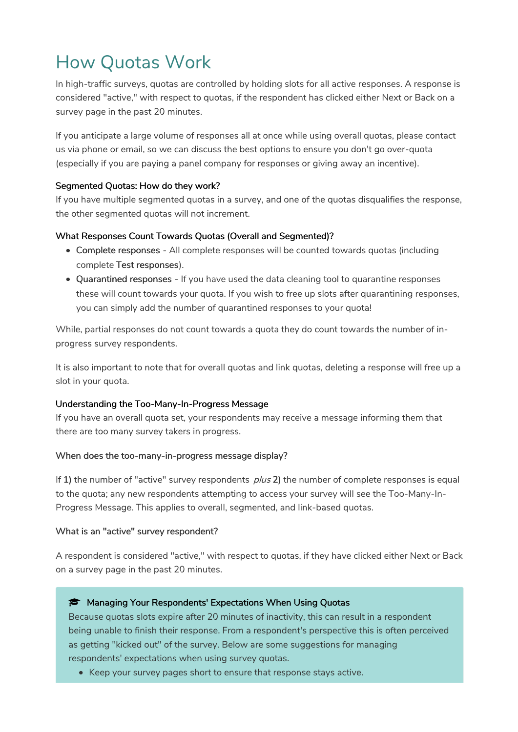# How Quotas Work

In high-traffic surveys, quotas are controlled by holding slots for all active responses. A response is considered "active," with respect to quotas, if the respondent has clicked either Next or Back on a survey page in the past 20 minutes.

If you anticipate a large volume of responses all at once while using overall quotas, please contact us via phone or email, so we can discuss the best options to ensure you don't go over-quota (especially if you are paying a panel company for responses or giving away an incentive).

#### Segmented Quotas: How do they work?

If you have multiple segmented quotas in a survey, and one of the quotas disqualifies the response, the other segmented quotas will not increment.

#### What Responses Count Towards Quotas (Overall and Segmented)?

- **Complete responses** - All complete responses will be counted towards quotas (including complete **Test responses**).
- **Quarantined responses** - If you have used the data cleaning tool to quarantine responses these will count towards your quota. If you wish to free up slots after quarantining responses, you can simply add the number of quarantined responses to your quota!

While, partial responses do not count towards a quota they do count towards the number of in-progress survey respondents.

It is also important to note that for overall quotas and link quotas, deleting a response will free up a slot in your quota.

#### Understanding the Too-Many-In-Progress Message

If you have an overall quota set, your respondents may receive a message informing them that there are too many survey takers in progress.

##### When does the too-many-in-progress message display?

If **1)** the number of "active" survey respondents *plus* **2)** the number of complete responses is equal to the quota; any new respondents attempting to access your survey will see the Too-Many-In-Progress Message. This applies to overall, segmented, and link-based quotas.

##### What is an "active" survey respondent?

A respondent is considered "active," with respect to quotas, if they have clicked either Next or Back on a survey page in the past 20 minutes.

**Managing Your Respondents' Expectations When Using Quotas**

Because quotas slots expire after 20 minutes of inactivity, this can result in a respondent being unable to finish their response. From a respondent's perspective this is often perceived as getting "kicked out" of the survey. Below are some suggestions for managing respondents' expectations when using survey quotas.

- Keep your survey pages short to ensure that response stays active.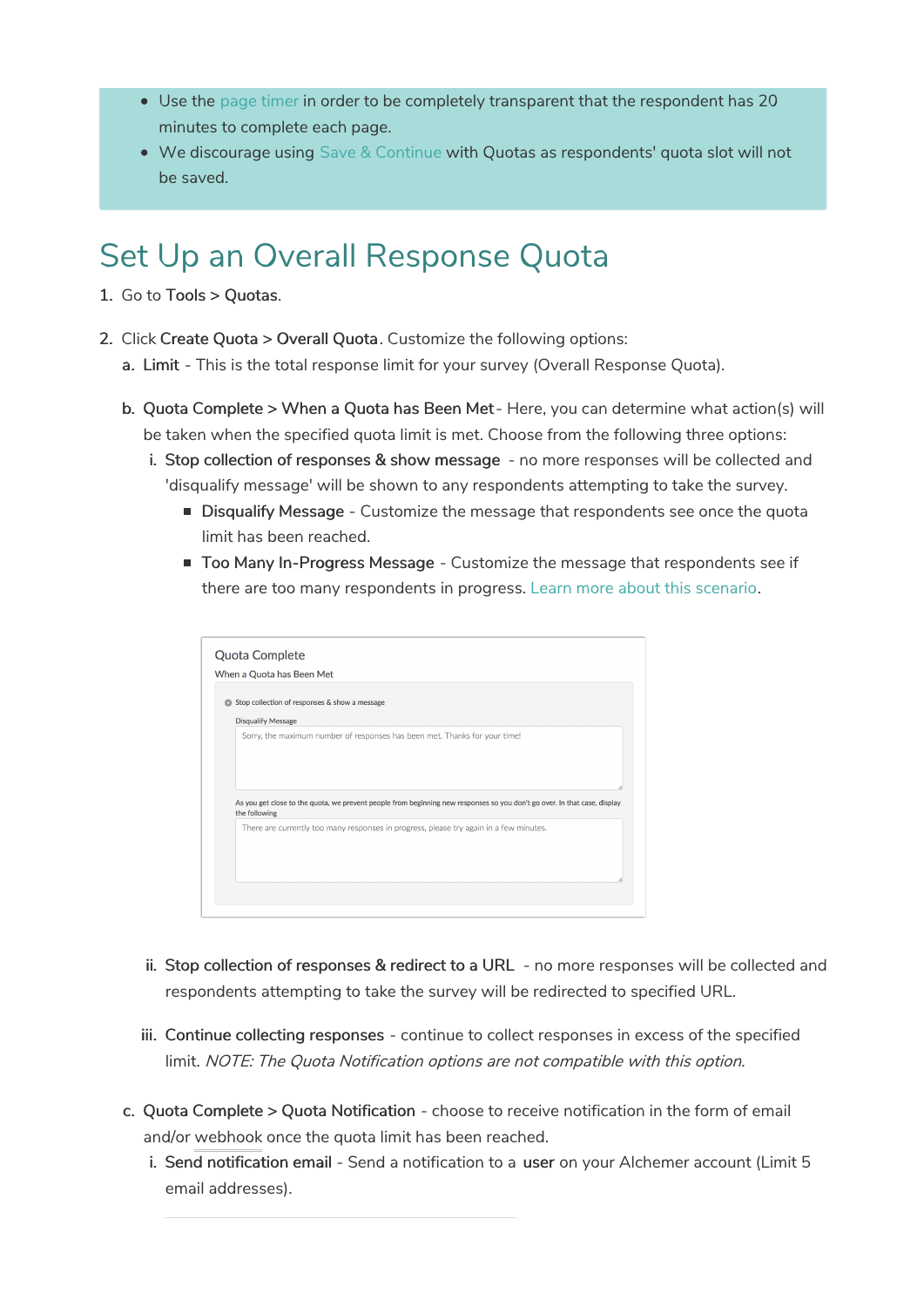- Use the page timer in order to be completely transparent that the respondent has 20 minutes to complete each page.
- We discourage using Save & Continue with Quotas as respondents' quota slot will not be saved.

## Set Up an Overall Response Quota

1. Go to **Tools** > **Quotas**.

2. Click **Create Quota** > **Overall Quota**. Customize the following options:
   a. **Limit** - This is the total response limit for your survey (Overall Response Quota).

   b. **Quota Complete** > **When a Quota has Been Met** - Here, you can determine what action(s) will be taken when the specified quota limit is met. Choose from the following three options:
      i. **Stop collection of responses & show message** - no more responses will be collected and 'disqualify message' will be shown to any respondents attempting to take the survey.
         - **Disqualify Message** - Customize the message that respondents see once the quota limit has been reached.
         - **Too Many In-Progress Message** - Customize the message that respondents see if there are too many respondents in progress. Learn more about this scenario.

      ii. **Stop collection of responses & redirect to a URL** - no more responses will be collected and respondents attempting to take the survey will be redirected to specified URL.

      iii. **Continue collecting responses** - continue to collect responses in excess of the specified limit. *NOTE: The Quota Notification options are not compatible with this option.*

   c. **Quota Complete** > **Quota Notification** - choose to receive notification in the form of email and/or webhook once the quota limit has been reached.
      i. **Send notification email** - Send a notification to a **user** on your Alchemer account (Limit 5 email addresses).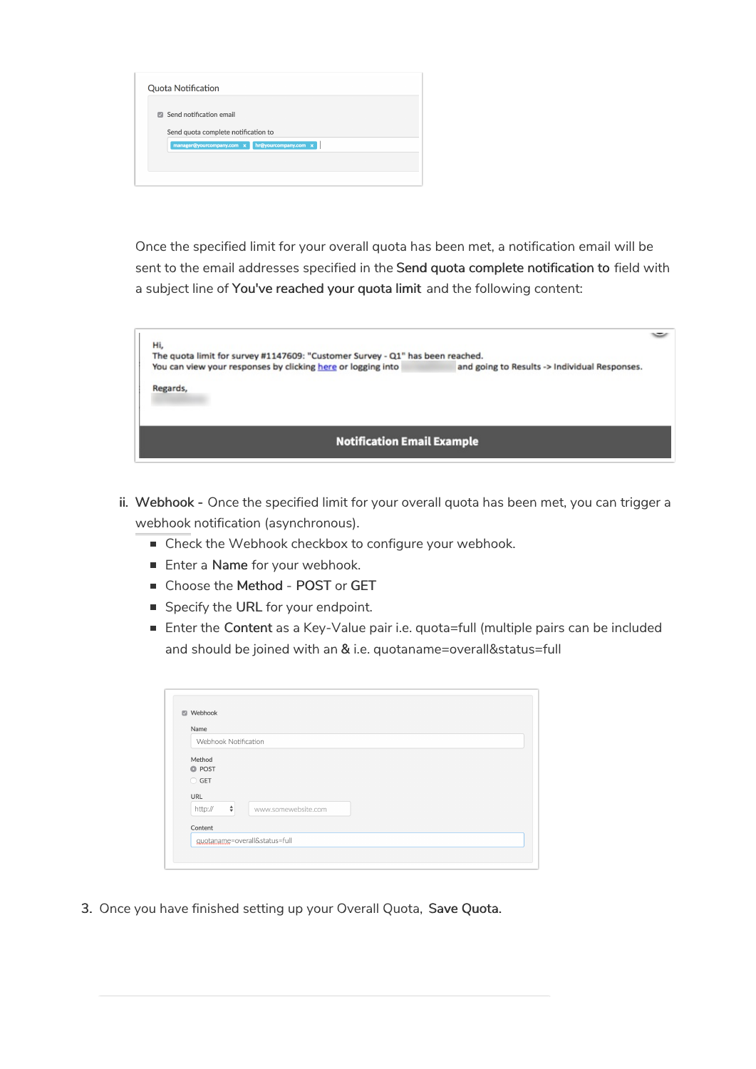Once the specified limit for your overall quota has been met, a notification email will be sent to the email addresses specified in the **Send quota complete notification to** field with a subject line of **You've reached your quota limit** and the following content:

ii. **Webhook** - Once the specified limit for your overall quota has been met, you can trigger a webhook notification (asynchronous).
   - Check the Webhook checkbox to configure your webhook.
   - Enter a **Name** for your webhook.
   - Choose the **Method** - **POST** or **GET**
   - Specify the **URL** for your endpoint.
   - Enter the **Content** as a Key-Value pair i.e. quota=full (multiple pairs can be included and should be joined with an **&** i.e. quotaname=overall&status=full

3. Once you have finished setting up your Overall Quota, **Save Quota.**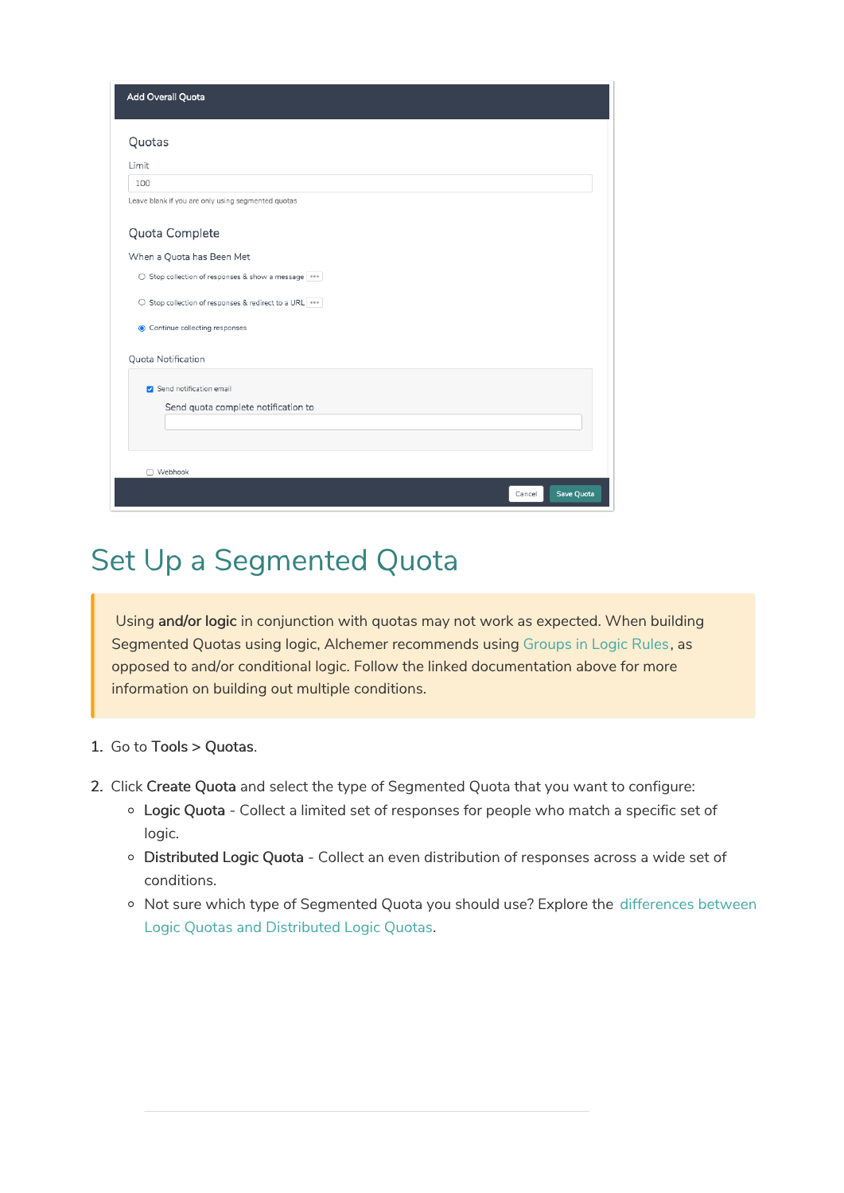# Set Up a Segmented Quota

> Using **and/or logic** in conjunction with quotas may not work as expected. When building Segmented Quotas using logic, Alchemer recommends using Groups in Logic Rules, as opposed to and/or conditional logic. Follow the linked documentation above for more information on building out multiple conditions.

1. Go to **Tools > Quotas**.
2. Click **Create Quota** and select the type of Segmented Quota that you want to configure:
   - **Logic Quota** - Collect a limited set of responses for people who match a specific set of logic.
   - **Distributed Logic Quota** - Collect an even distribution of responses across a wide set of conditions.
   - Not sure which type of Segmented Quota you should use? Explore the differences between Logic Quotas and Distributed Logic Quotas.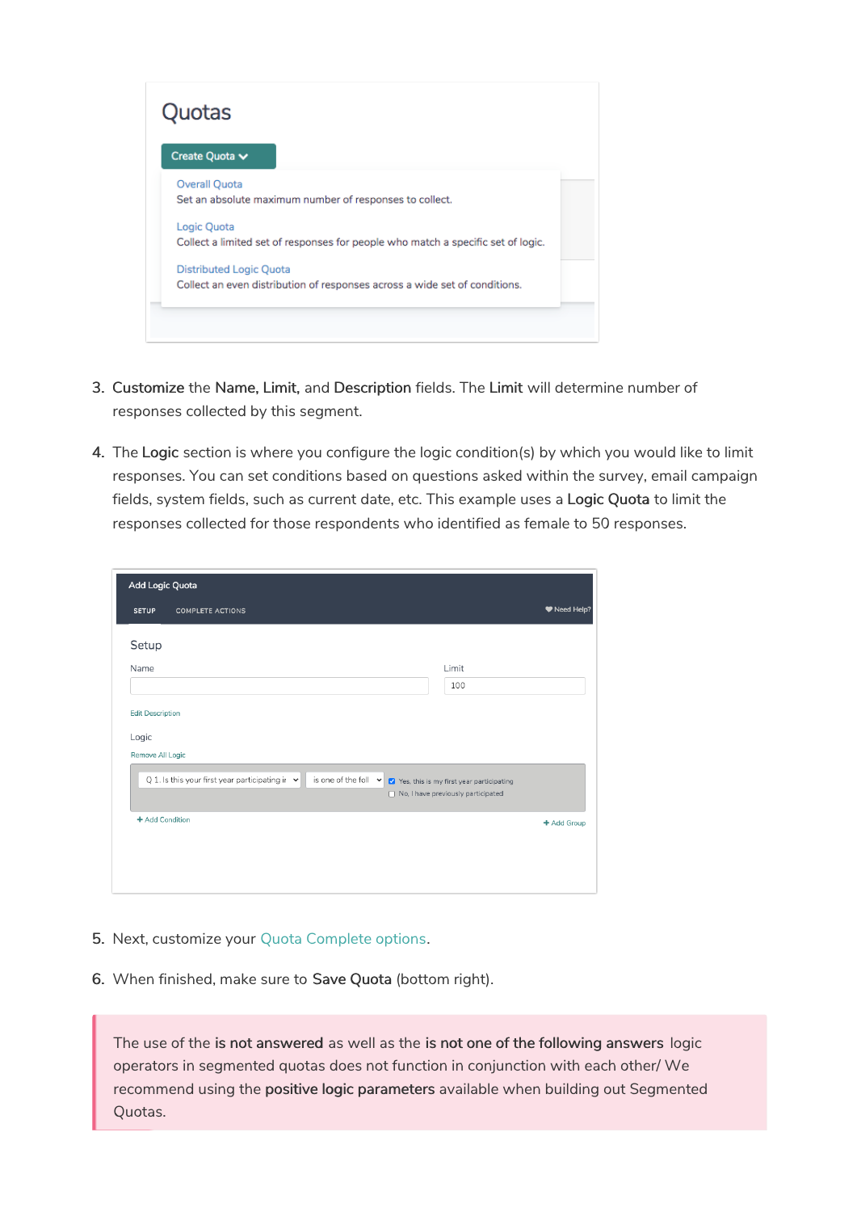3. **Customize** the **Name, Limit,** and **Description** fields. The **Limit** will determine number of responses collected by this segment.

4. The **Logic** section is where you configure the logic condition(s) by which you would like to limit responses. You can set conditions based on questions asked within the survey, email campaign fields, system fields, such as current date, etc. This example uses a **Logic Quota** to limit the responses collected for those respondents who identified as female to 50 responses.

5. Next, customize your Quota Complete options.

6. When finished, make sure to **Save Quota** (bottom right).

The use of the **is not answered** as well as the **is not one of the following answers** logic operators in segmented quotas does not function in conjunction with each other/ We recommend using the **positive logic parameters** available when building out Segmented Quotas.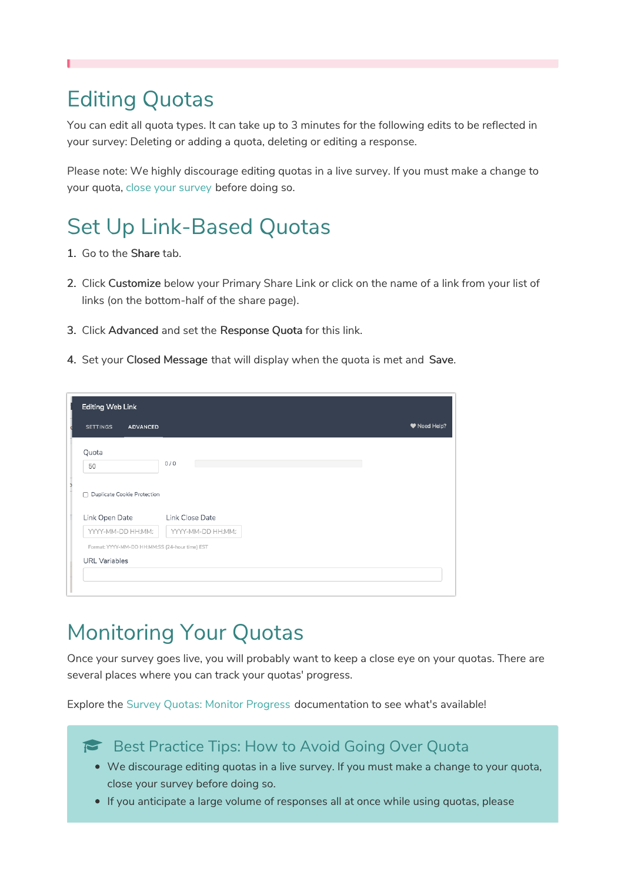# Editing Quotas

You can edit all quota types. It can take up to 3 minutes for the following edits to be reflected in your survey: Deleting or adding a quota, deleting or editing a response.

Please note: We highly discourage editing quotas in a live survey. If you must make a change to your quota, close your survey before doing so.

# Set Up Link-Based Quotas

1. Go to the **Share** tab.
2. Click **Customize** below your Primary Share Link or click on the name of a link from your list of links (on the bottom-half of the share page).
3. Click **Advanced** and set the **Response Quota** for this link.
4. Set your **Closed Message** that will display when the quota is met and **Save**.

# Monitoring Your Quotas

Once your survey goes live, you will probably want to keep a close eye on your quotas. There are several places where you can track your quotas' progress.

Explore the Survey Quotas: Monitor Progress documentation to see what's available!

## Best Practice Tips: How to Avoid Going Over Quota

- We discourage editing quotas in a live survey. If you must make a change to your quota, close your survey before doing so.
- If you anticipate a large volume of responses all at once while using quotas, please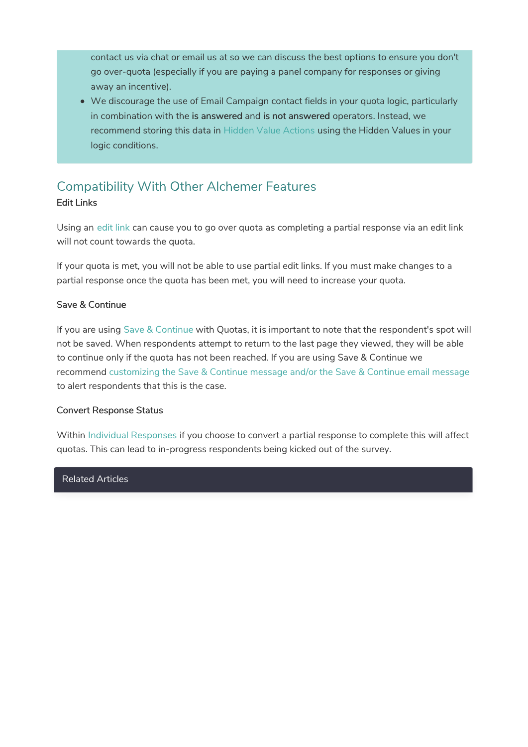contact us via chat or email us at so we can discuss the best options to ensure you don't go over-quota (especially if you are paying a panel company for responses or giving away an incentive).

- We discourage the use of Email Campaign contact fields in your quota logic, particularly in combination with the **is answered** and **is not answered** operators. Instead, we recommend storing this data in Hidden Value Actions using the Hidden Values in your logic conditions.

## Compatibility With Other Alchemer Features

### Edit Links

Using an edit link can cause you to go over quota as completing a partial response via an edit link will not count towards the quota.

If your quota is met, you will not be able to use partial edit links. If you must make changes to a partial response once the quota has been met, you will need to increase your quota.

### Save & Continue

If you are using Save & Continue with Quotas, it is important to note that the respondent's spot will not be saved. When respondents attempt to return to the last page they viewed, they will be able to continue only if the quota has not been reached. If you are using Save & Continue we recommend customizing the Save & Continue message and/or the Save & Continue email message to alert respondents that this is the case.

### Convert Response Status

Within Individual Responses if you choose to convert a partial response to complete this will affect quotas. This can lead to in-progress respondents being kicked out of the survey.

Related Articles